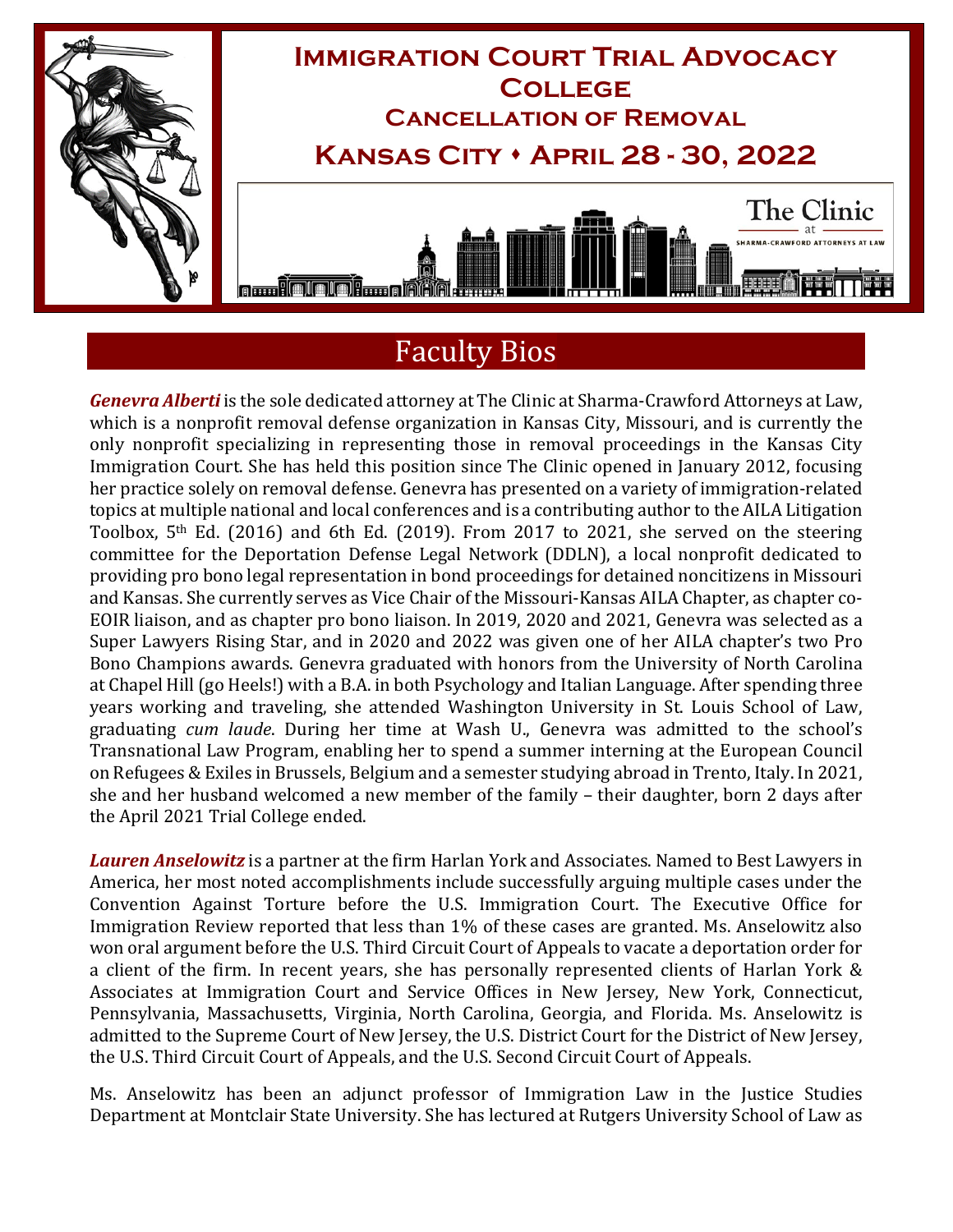# Immigration Court Trial Advocacy College

## Cancellation of Removal

## Kansas City • April 28 - 30, 2022

The Clinic at Sharma-Crawford Attorneys at Law

## Faculty Bios

***Genevra Alberti*** is the sole dedicated attorney at The Clinic at Sharma-Crawford Attorneys at Law, which is a nonprofit removal defense organization in Kansas City, Missouri, and is currently the only nonprofit specializing in representing those in removal proceedings in the Kansas City Immigration Court. She has held this position since The Clinic opened in January 2012, focusing her practice solely on removal defense. Genevra has presented on a variety of immigration-related topics at multiple national and local conferences and is a contributing author to the AILA Litigation Toolbox, 5th Ed. (2016) and 6th Ed. (2019). From 2017 to 2021, she served on the steering committee for the Deportation Defense Legal Network (DDLN), a local nonprofit dedicated to providing pro bono legal representation in bond proceedings for detained noncitizens in Missouri and Kansas. She currently serves as Vice Chair of the Missouri-Kansas AILA Chapter, as chapter co-EOIR liaison, and as chapter pro bono liaison. In 2019, 2020 and 2021, Genevra was selected as a Super Lawyers Rising Star, and in 2020 and 2022 was given one of her AILA chapter's two Pro Bono Champions awards. Genevra graduated with honors from the University of North Carolina at Chapel Hill (go Heels!) with a B.A. in both Psychology and Italian Language. After spending three years working and traveling, she attended Washington University in St. Louis School of Law, graduating *cum laude*. During her time at Wash U., Genevra was admitted to the school's Transnational Law Program, enabling her to spend a summer interning at the European Council on Refugees & Exiles in Brussels, Belgium and a semester studying abroad in Trento, Italy. In 2021, she and her husband welcomed a new member of the family – their daughter, born 2 days after the April 2021 Trial College ended.

***Lauren Anselowitz*** is a partner at the firm Harlan York and Associates. Named to Best Lawyers in America, her most noted accomplishments include successfully arguing multiple cases under the Convention Against Torture before the U.S. Immigration Court. The Executive Office for Immigration Review reported that less than 1% of these cases are granted. Ms. Anselowitz also won oral argument before the U.S. Third Circuit Court of Appeals to vacate a deportation order for a client of the firm. In recent years, she has personally represented clients of Harlan York & Associates at Immigration Court and Service Offices in New Jersey, New York, Connecticut, Pennsylvania, Massachusetts, Virginia, North Carolina, Georgia, and Florida. Ms. Anselowitz is admitted to the Supreme Court of New Jersey, the U.S. District Court for the District of New Jersey, the U.S. Third Circuit Court of Appeals, and the U.S. Second Circuit Court of Appeals.

Ms. Anselowitz has been an adjunct professor of Immigration Law in the Justice Studies Department at Montclair State University. She has lectured at Rutgers University School of Law as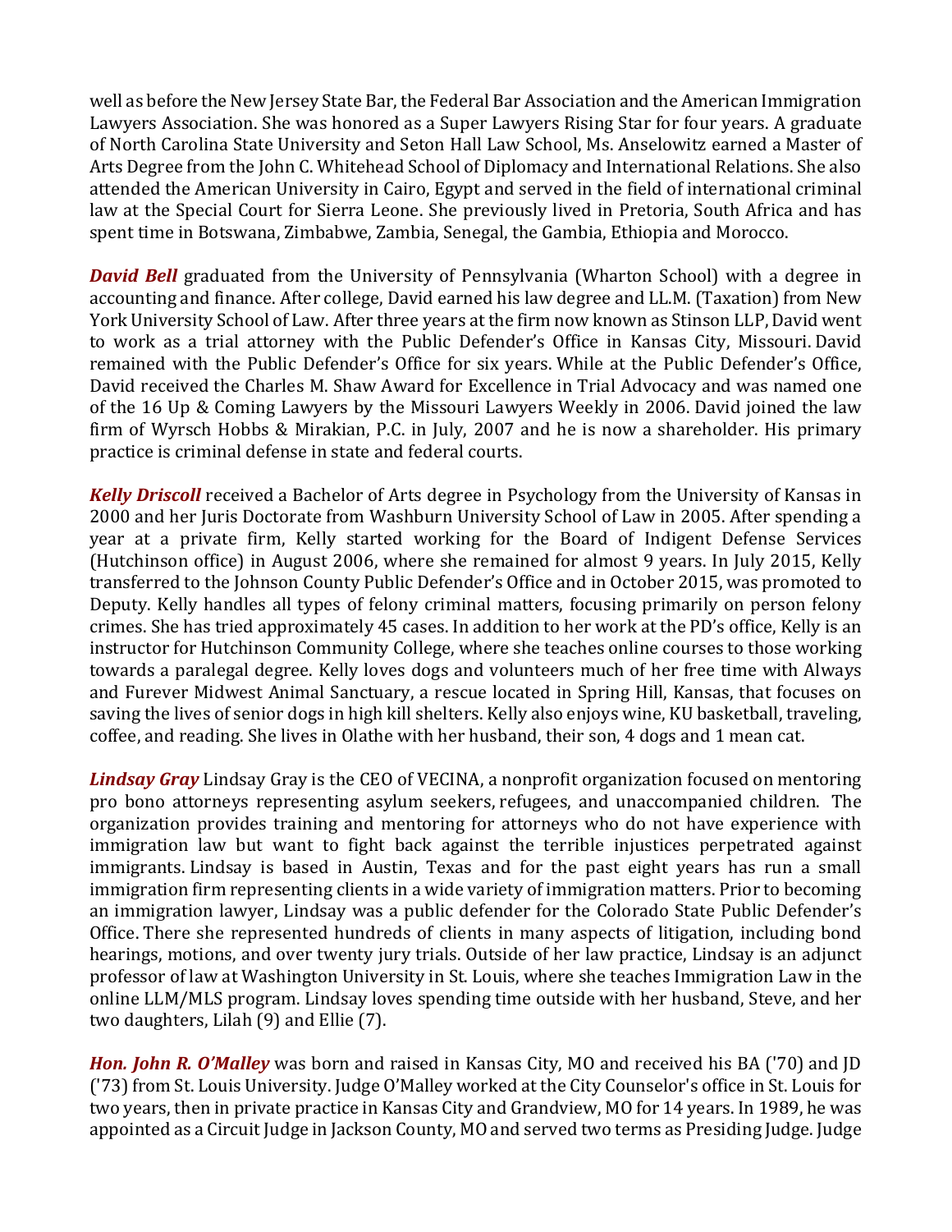well as before the New Jersey State Bar, the Federal Bar Association and the American Immigration Lawyers Association. She was honored as a Super Lawyers Rising Star for four years. A graduate of North Carolina State University and Seton Hall Law School, Ms. Anselowitz earned a Master of Arts Degree from the John C. Whitehead School of Diplomacy and International Relations. She also attended the American University in Cairo, Egypt and served in the field of international criminal law at the Special Court for Sierra Leone. She previously lived in Pretoria, South Africa and has spent time in Botswana, Zimbabwe, Zambia, Senegal, the Gambia, Ethiopia and Morocco.

***David Bell*** graduated from the University of Pennsylvania (Wharton School) with a degree in accounting and finance. After college, David earned his law degree and LL.M. (Taxation) from New York University School of Law. After three years at the firm now known as Stinson LLP, David went to work as a trial attorney with the Public Defender's Office in Kansas City, Missouri. David remained with the Public Defender's Office for six years. While at the Public Defender's Office, David received the Charles M. Shaw Award for Excellence in Trial Advocacy and was named one of the 16 Up & Coming Lawyers by the Missouri Lawyers Weekly in 2006. David joined the law firm of Wyrsch Hobbs & Mirakian, P.C. in July, 2007 and he is now a shareholder. His primary practice is criminal defense in state and federal courts.

***Kelly Driscoll*** received a Bachelor of Arts degree in Psychology from the University of Kansas in 2000 and her Juris Doctorate from Washburn University School of Law in 2005. After spending a year at a private firm, Kelly started working for the Board of Indigent Defense Services (Hutchinson office) in August 2006, where she remained for almost 9 years. In July 2015, Kelly transferred to the Johnson County Public Defender's Office and in October 2015, was promoted to Deputy. Kelly handles all types of felony criminal matters, focusing primarily on person felony crimes. She has tried approximately 45 cases. In addition to her work at the PD's office, Kelly is an instructor for Hutchinson Community College, where she teaches online courses to those working towards a paralegal degree. Kelly loves dogs and volunteers much of her free time with Always and Furever Midwest Animal Sanctuary, a rescue located in Spring Hill, Kansas, that focuses on saving the lives of senior dogs in high kill shelters. Kelly also enjoys wine, KU basketball, traveling, coffee, and reading. She lives in Olathe with her husband, their son, 4 dogs and 1 mean cat.

***Lindsay Gray*** Lindsay Gray is the CEO of VECINA, a nonprofit organization focused on mentoring pro bono attorneys representing asylum seekers, refugees, and unaccompanied children. The organization provides training and mentoring for attorneys who do not have experience with immigration law but want to fight back against the terrible injustices perpetrated against immigrants. Lindsay is based in Austin, Texas and for the past eight years has run a small immigration firm representing clients in a wide variety of immigration matters. Prior to becoming an immigration lawyer, Lindsay was a public defender for the Colorado State Public Defender's Office. There she represented hundreds of clients in many aspects of litigation, including bond hearings, motions, and over twenty jury trials. Outside of her law practice, Lindsay is an adjunct professor of law at Washington University in St. Louis, where she teaches Immigration Law in the online LLM/MLS program. Lindsay loves spending time outside with her husband, Steve, and her two daughters, Lilah (9) and Ellie (7).

***Hon. John R. O'Malley*** was born and raised in Kansas City, MO and received his BA ('70) and JD ('73) from St. Louis University. Judge O'Malley worked at the City Counselor's office in St. Louis for two years, then in private practice in Kansas City and Grandview, MO for 14 years. In 1989, he was appointed as a Circuit Judge in Jackson County, MO and served two terms as Presiding Judge. Judge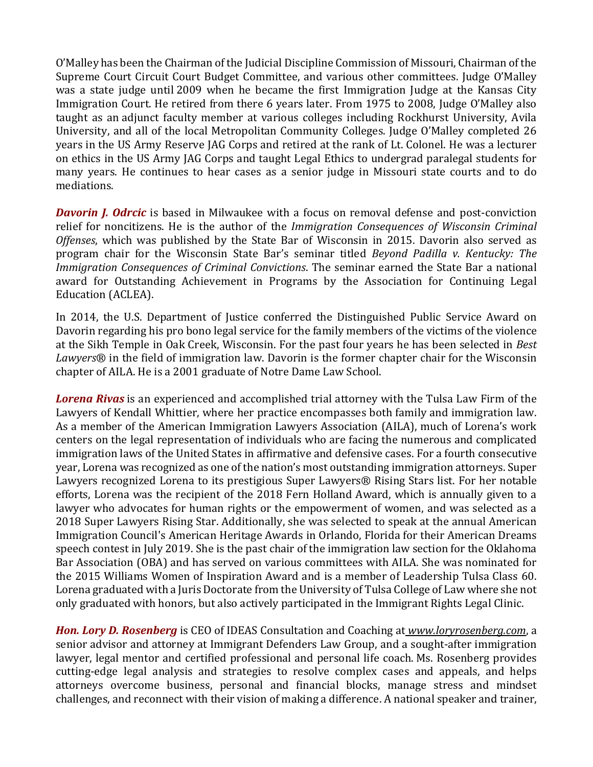O'Malley has been the Chairman of the Judicial Discipline Commission of Missouri, Chairman of the Supreme Court Circuit Court Budget Committee, and various other committees. Judge O'Malley was a state judge until 2009 when he became the first Immigration Judge at the Kansas City Immigration Court. He retired from there 6 years later. From 1975 to 2008, Judge O'Malley also taught as an adjunct faculty member at various colleges including Rockhurst University, Avila University, and all of the local Metropolitan Community Colleges. Judge O'Malley completed 26 years in the US Army Reserve JAG Corps and retired at the rank of Lt. Colonel. He was a lecturer on ethics in the US Army JAG Corps and taught Legal Ethics to undergrad paralegal students for many years. He continues to hear cases as a senior judge in Missouri state courts and to do mediations.

***Davorin J. Odrcic*** is based in Milwaukee with a focus on removal defense and post-conviction relief for noncitizens. He is the author of the *Immigration Consequences of Wisconsin Criminal Offenses*, which was published by the State Bar of Wisconsin in 2015. Davorin also served as program chair for the Wisconsin State Bar's seminar titled *Beyond Padilla v. Kentucky: The Immigration Consequences of Criminal Convictions*. The seminar earned the State Bar a national award for Outstanding Achievement in Programs by the Association for Continuing Legal Education (ACLEA).

In 2014, the U.S. Department of Justice conferred the Distinguished Public Service Award on Davorin regarding his pro bono legal service for the family members of the victims of the violence at the Sikh Temple in Oak Creek, Wisconsin. For the past four years he has been selected in *Best Lawyers®* in the field of immigration law. Davorin is the former chapter chair for the Wisconsin chapter of AILA. He is a 2001 graduate of Notre Dame Law School.

***Lorena Rivas*** is an experienced and accomplished trial attorney with the Tulsa Law Firm of the Lawyers of Kendall Whittier, where her practice encompasses both family and immigration law. As a member of the American Immigration Lawyers Association (AILA), much of Lorena's work centers on the legal representation of individuals who are facing the numerous and complicated immigration laws of the United States in affirmative and defensive cases. For a fourth consecutive year, Lorena was recognized as one of the nation's most outstanding immigration attorneys. Super Lawyers recognized Lorena to its prestigious Super Lawyers® Rising Stars list. For her notable efforts, Lorena was the recipient of the 2018 Fern Holland Award, which is annually given to a lawyer who advocates for human rights or the empowerment of women, and was selected as a 2018 Super Lawyers Rising Star. Additionally, she was selected to speak at the annual American Immigration Council's American Heritage Awards in Orlando, Florida for their American Dreams speech contest in July 2019. She is the past chair of the immigration law section for the Oklahoma Bar Association (OBA) and has served on various committees with AILA. She was nominated for the 2015 Williams Women of Inspiration Award and is a member of Leadership Tulsa Class 60. Lorena graduated with a Juris Doctorate from the University of Tulsa College of Law where she not only graduated with honors, but also actively participated in the Immigrant Rights Legal Clinic.

***Hon. Lory D. Rosenberg*** is CEO of IDEAS Consultation and Coaching at *www.loryrosenberg.com*, a senior advisor and attorney at Immigrant Defenders Law Group, and a sought-after immigration lawyer, legal mentor and certified professional and personal life coach. Ms. Rosenberg provides cutting-edge legal analysis and strategies to resolve complex cases and appeals, and helps attorneys overcome business, personal and financial blocks, manage stress and mindset challenges, and reconnect with their vision of making a difference. A national speaker and trainer,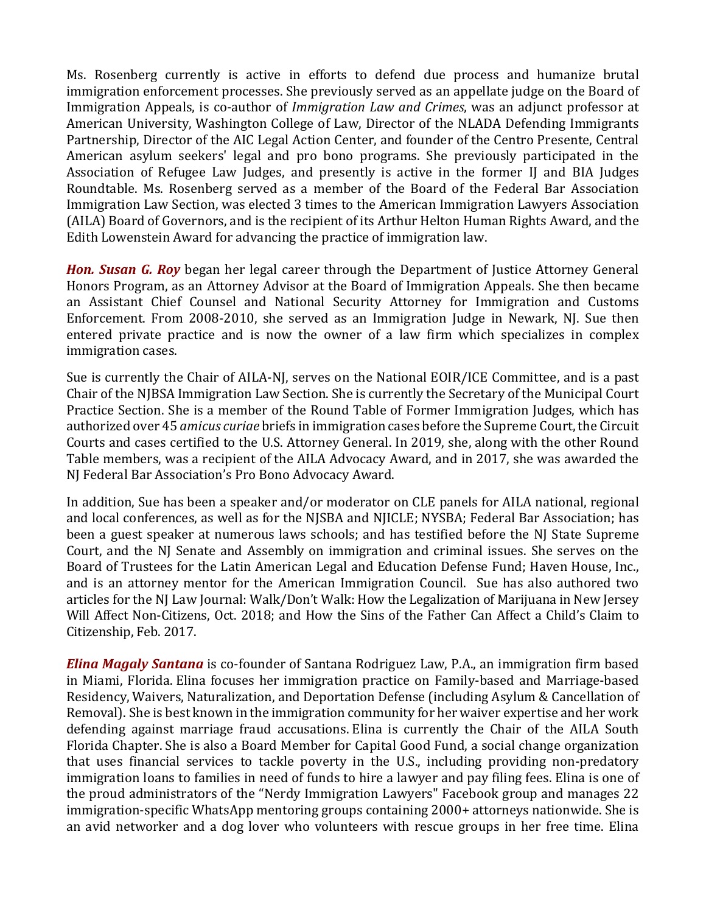Ms. Rosenberg currently is active in efforts to defend due process and humanize brutal immigration enforcement processes. She previously served as an appellate judge on the Board of Immigration Appeals, is co-author of *Immigration Law and Crimes*, was an adjunct professor at American University, Washington College of Law, Director of the NLADA Defending Immigrants Partnership, Director of the AIC Legal Action Center, and founder of the Centro Presente, Central American asylum seekers' legal and pro bono programs. She previously participated in the Association of Refugee Law Judges, and presently is active in the former IJ and BIA Judges Roundtable. Ms. Rosenberg served as a member of the Board of the Federal Bar Association Immigration Law Section, was elected 3 times to the American Immigration Lawyers Association (AILA) Board of Governors, and is the recipient of its Arthur Helton Human Rights Award, and the Edith Lowenstein Award for advancing the practice of immigration law.

***Hon. Susan G. Roy*** began her legal career through the Department of Justice Attorney General Honors Program, as an Attorney Advisor at the Board of Immigration Appeals. She then became an Assistant Chief Counsel and National Security Attorney for Immigration and Customs Enforcement. From 2008-2010, she served as an Immigration Judge in Newark, NJ. Sue then entered private practice and is now the owner of a law firm which specializes in complex immigration cases.

Sue is currently the Chair of AILA-NJ, serves on the National EOIR/ICE Committee, and is a past Chair of the NJBSA Immigration Law Section. She is currently the Secretary of the Municipal Court Practice Section. She is a member of the Round Table of Former Immigration Judges, which has authorized over 45 *amicus curiae* briefs in immigration cases before the Supreme Court, the Circuit Courts and cases certified to the U.S. Attorney General. In 2019, she, along with the other Round Table members, was a recipient of the AILA Advocacy Award, and in 2017, she was awarded the NJ Federal Bar Association's Pro Bono Advocacy Award.

In addition, Sue has been a speaker and/or moderator on CLE panels for AILA national, regional and local conferences, as well as for the NJSBA and NJICLE; NYSBA; Federal Bar Association; has been a guest speaker at numerous laws schools; and has testified before the NJ State Supreme Court, and the NJ Senate and Assembly on immigration and criminal issues. She serves on the Board of Trustees for the Latin American Legal and Education Defense Fund; Haven House, Inc., and is an attorney mentor for the American Immigration Council. Sue has also authored two articles for the NJ Law Journal: Walk/Don't Walk: How the Legalization of Marijuana in New Jersey Will Affect Non-Citizens, Oct. 2018; and How the Sins of the Father Can Affect a Child's Claim to Citizenship, Feb. 2017.

***Elina Magaly Santana*** is co-founder of Santana Rodriguez Law, P.A., an immigration firm based in Miami, Florida. Elina focuses her immigration practice on Family-based and Marriage-based Residency, Waivers, Naturalization, and Deportation Defense (including Asylum & Cancellation of Removal). She is best known in the immigration community for her waiver expertise and her work defending against marriage fraud accusations. Elina is currently the Chair of the AILA South Florida Chapter. She is also a Board Member for Capital Good Fund, a social change organization that uses financial services to tackle poverty in the U.S., including providing non-predatory immigration loans to families in need of funds to hire a lawyer and pay filing fees. Elina is one of the proud administrators of the "Nerdy Immigration Lawyers" Facebook group and manages 22 immigration-specific WhatsApp mentoring groups containing 2000+ attorneys nationwide. She is an avid networker and a dog lover who volunteers with rescue groups in her free time. Elina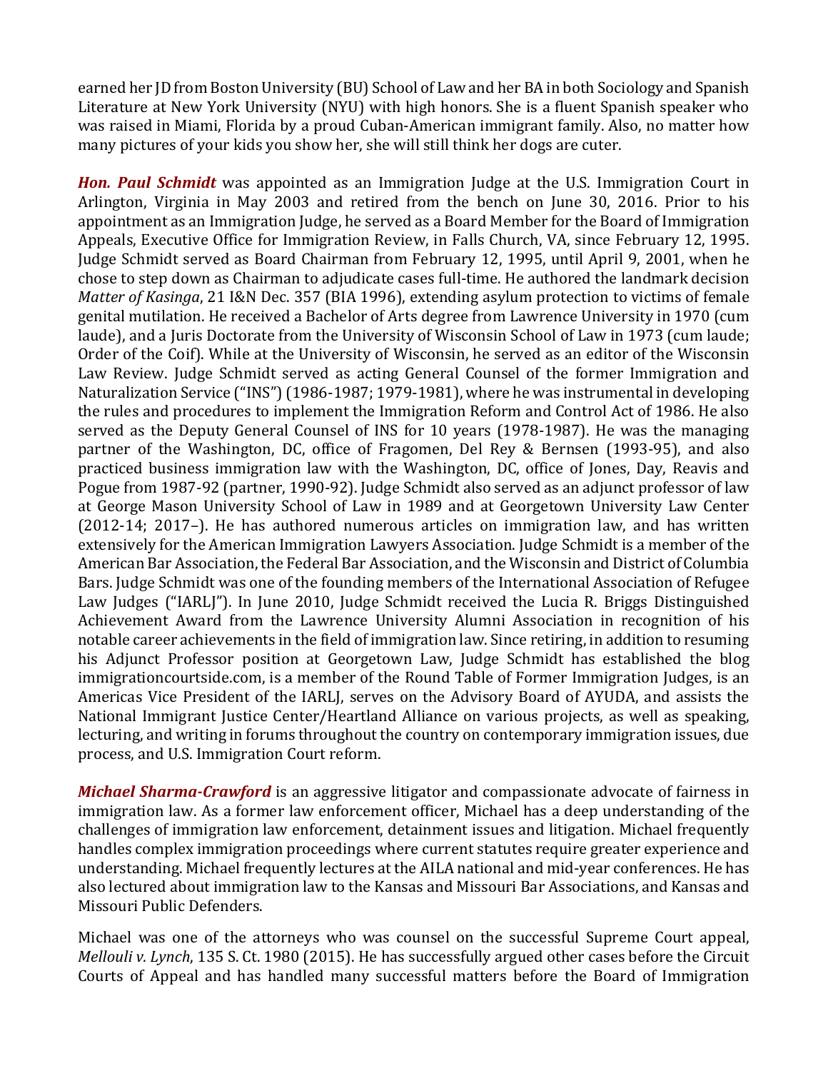earned her JD from Boston University (BU) School of Law and her BA in both Sociology and Spanish Literature at New York University (NYU) with high honors. She is a fluent Spanish speaker who was raised in Miami, Florida by a proud Cuban-American immigrant family. Also, no matter how many pictures of your kids you show her, she will still think her dogs are cuter.

***Hon. Paul Schmidt*** was appointed as an Immigration Judge at the U.S. Immigration Court in Arlington, Virginia in May 2003 and retired from the bench on June 30, 2016. Prior to his appointment as an Immigration Judge, he served as a Board Member for the Board of Immigration Appeals, Executive Office for Immigration Review, in Falls Church, VA, since February 12, 1995. Judge Schmidt served as Board Chairman from February 12, 1995, until April 9, 2001, when he chose to step down as Chairman to adjudicate cases full-time. He authored the landmark decision *Matter of Kasinga*, 21 I&N Dec. 357 (BIA 1996), extending asylum protection to victims of female genital mutilation. He received a Bachelor of Arts degree from Lawrence University in 1970 (cum laude), and a Juris Doctorate from the University of Wisconsin School of Law in 1973 (cum laude; Order of the Coif). While at the University of Wisconsin, he served as an editor of the Wisconsin Law Review. Judge Schmidt served as acting General Counsel of the former Immigration and Naturalization Service ("INS") (1986-1987; 1979-1981), where he was instrumental in developing the rules and procedures to implement the Immigration Reform and Control Act of 1986. He also served as the Deputy General Counsel of INS for 10 years (1978-1987). He was the managing partner of the Washington, DC, office of Fragomen, Del Rey & Bernsen (1993-95), and also practiced business immigration law with the Washington, DC, office of Jones, Day, Reavis and Pogue from 1987-92 (partner, 1990-92). Judge Schmidt also served as an adjunct professor of law at George Mason University School of Law in 1989 and at Georgetown University Law Center (2012-14; 2017–). He has authored numerous articles on immigration law, and has written extensively for the American Immigration Lawyers Association. Judge Schmidt is a member of the American Bar Association, the Federal Bar Association, and the Wisconsin and District of Columbia Bars. Judge Schmidt was one of the founding members of the International Association of Refugee Law Judges ("IARLJ"). In June 2010, Judge Schmidt received the Lucia R. Briggs Distinguished Achievement Award from the Lawrence University Alumni Association in recognition of his notable career achievements in the field of immigration law. Since retiring, in addition to resuming his Adjunct Professor position at Georgetown Law, Judge Schmidt has established the blog immigrationcourtside.com, is a member of the Round Table of Former Immigration Judges, is an Americas Vice President of the IARLJ, serves on the Advisory Board of AYUDA, and assists the National Immigrant Justice Center/Heartland Alliance on various projects, as well as speaking, lecturing, and writing in forums throughout the country on contemporary immigration issues, due process, and U.S. Immigration Court reform.

***Michael Sharma-Crawford*** is an aggressive litigator and compassionate advocate of fairness in immigration law. As a former law enforcement officer, Michael has a deep understanding of the challenges of immigration law enforcement, detainment issues and litigation. Michael frequently handles complex immigration proceedings where current statutes require greater experience and understanding. Michael frequently lectures at the AILA national and mid-year conferences. He has also lectured about immigration law to the Kansas and Missouri Bar Associations, and Kansas and Missouri Public Defenders.

Michael was one of the attorneys who was counsel on the successful Supreme Court appeal, *Mellouli v. Lynch*, 135 S. Ct. 1980 (2015). He has successfully argued other cases before the Circuit Courts of Appeal and has handled many successful matters before the Board of Immigration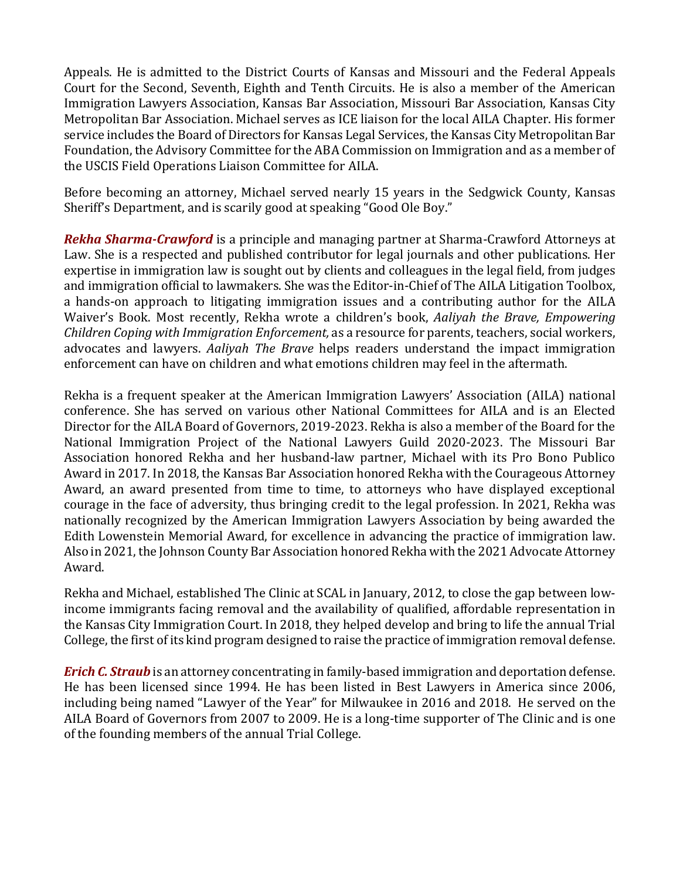Appeals. He is admitted to the District Courts of Kansas and Missouri and the Federal Appeals Court for the Second, Seventh, Eighth and Tenth Circuits. He is also a member of the American Immigration Lawyers Association, Kansas Bar Association, Missouri Bar Association, Kansas City Metropolitan Bar Association. Michael serves as ICE liaison for the local AILA Chapter. His former service includes the Board of Directors for Kansas Legal Services, the Kansas City Metropolitan Bar Foundation, the Advisory Committee for the ABA Commission on Immigration and as a member of the USCIS Field Operations Liaison Committee for AILA.

Before becoming an attorney, Michael served nearly 15 years in the Sedgwick County, Kansas Sheriff's Department, and is scarily good at speaking "Good Ole Boy."

***Rekha Sharma-Crawford*** is a principle and managing partner at Sharma-Crawford Attorneys at Law. She is a respected and published contributor for legal journals and other publications. Her expertise in immigration law is sought out by clients and colleagues in the legal field, from judges and immigration official to lawmakers. She was the Editor-in-Chief of The AILA Litigation Toolbox, a hands-on approach to litigating immigration issues and a contributing author for the AILA Waiver's Book. Most recently, Rekha wrote a children's book, *Aaliyah the Brave, Empowering Children Coping with Immigration Enforcement,* as a resource for parents, teachers, social workers, advocates and lawyers. *Aaliyah The Brave* helps readers understand the impact immigration enforcement can have on children and what emotions children may feel in the aftermath.

Rekha is a frequent speaker at the American Immigration Lawyers' Association (AILA) national conference. She has served on various other National Committees for AILA and is an Elected Director for the AILA Board of Governors, 2019-2023. Rekha is also a member of the Board for the National Immigration Project of the National Lawyers Guild 2020-2023. The Missouri Bar Association honored Rekha and her husband-law partner, Michael with its Pro Bono Publico Award in 2017. In 2018, the Kansas Bar Association honored Rekha with the Courageous Attorney Award, an award presented from time to time, to attorneys who have displayed exceptional courage in the face of adversity, thus bringing credit to the legal profession. In 2021, Rekha was nationally recognized by the American Immigration Lawyers Association by being awarded the Edith Lowenstein Memorial Award, for excellence in advancing the practice of immigration law. Also in 2021, the Johnson County Bar Association honored Rekha with the 2021 Advocate Attorney Award.

Rekha and Michael, established The Clinic at SCAL in January, 2012, to close the gap between low-income immigrants facing removal and the availability of qualified, affordable representation in the Kansas City Immigration Court. In 2018, they helped develop and bring to life the annual Trial College, the first of its kind program designed to raise the practice of immigration removal defense.

***Erich C. Straub*** is an attorney concentrating in family-based immigration and deportation defense. He has been licensed since 1994. He has been listed in Best Lawyers in America since 2006, including being named "Lawyer of the Year" for Milwaukee in 2016 and 2018. He served on the AILA Board of Governors from 2007 to 2009. He is a long-time supporter of The Clinic and is one of the founding members of the annual Trial College.